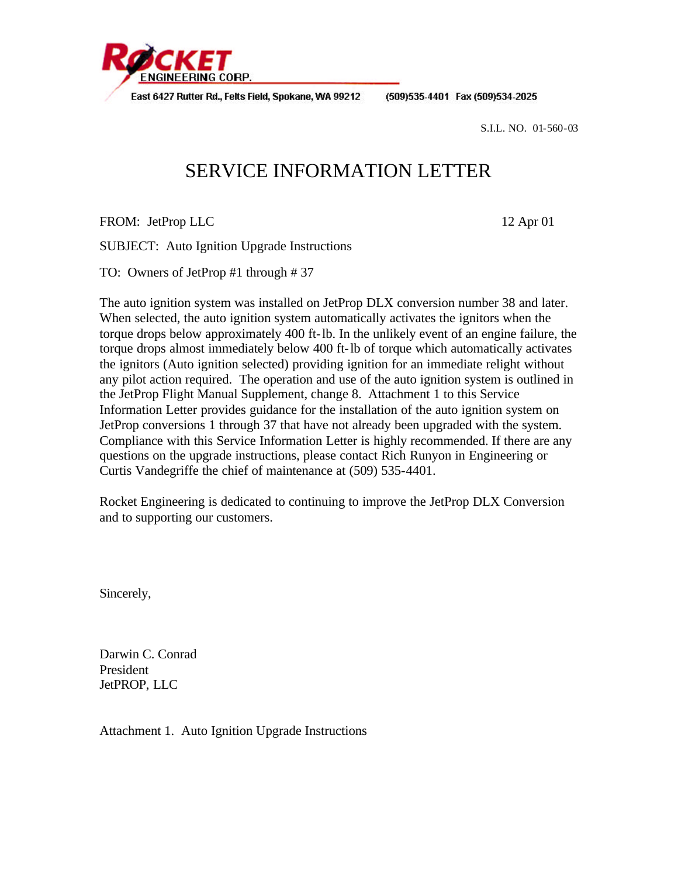ROCKET ENGINEERING CORP.

East 6427 Rutter Rd., Felts Field, Spokane, WA 99212 (509)535-4401 Fax (509)534-2025

S.I.L. NO. 01-560-03

# SERVICE INFORMATION LETTER

FROM: JetProp LLC 12 Apr 01

SUBJECT: Auto Ignition Upgrade Instructions

TO: Owners of JetProp #1 through # 37

The auto ignition system was installed on JetProp DLX conversion number 38 and later. When selected, the auto ignition system automatically activates the ignitors when the torque drops below approximately 400 ft-lb. In the unlikely event of an engine failure, the torque drops almost immediately below 400 ft-lb of torque which automatically activates the ignitors (Auto ignition selected) providing ignition for an immediate relight without any pilot action required. The operation and use of the auto ignition system is outlined in the JetProp Flight Manual Supplement, change 8. Attachment 1 to this Service Information Letter provides guidance for the installation of the auto ignition system on JetProp conversions 1 through 37 that have not already been upgraded with the system. Compliance with this Service Information Letter is highly recommended. If there are any questions on the upgrade instructions, please contact Rich Runyon in Engineering or Curtis Vandegriffe the chief of maintenance at (509) 535-4401.

Rocket Engineering is dedicated to continuing to improve the JetProp DLX Conversion and to supporting our customers.

Sincerely,

Darwin C. Conrad
President
JetPROP, LLC

Attachment 1. Auto Ignition Upgrade Instructions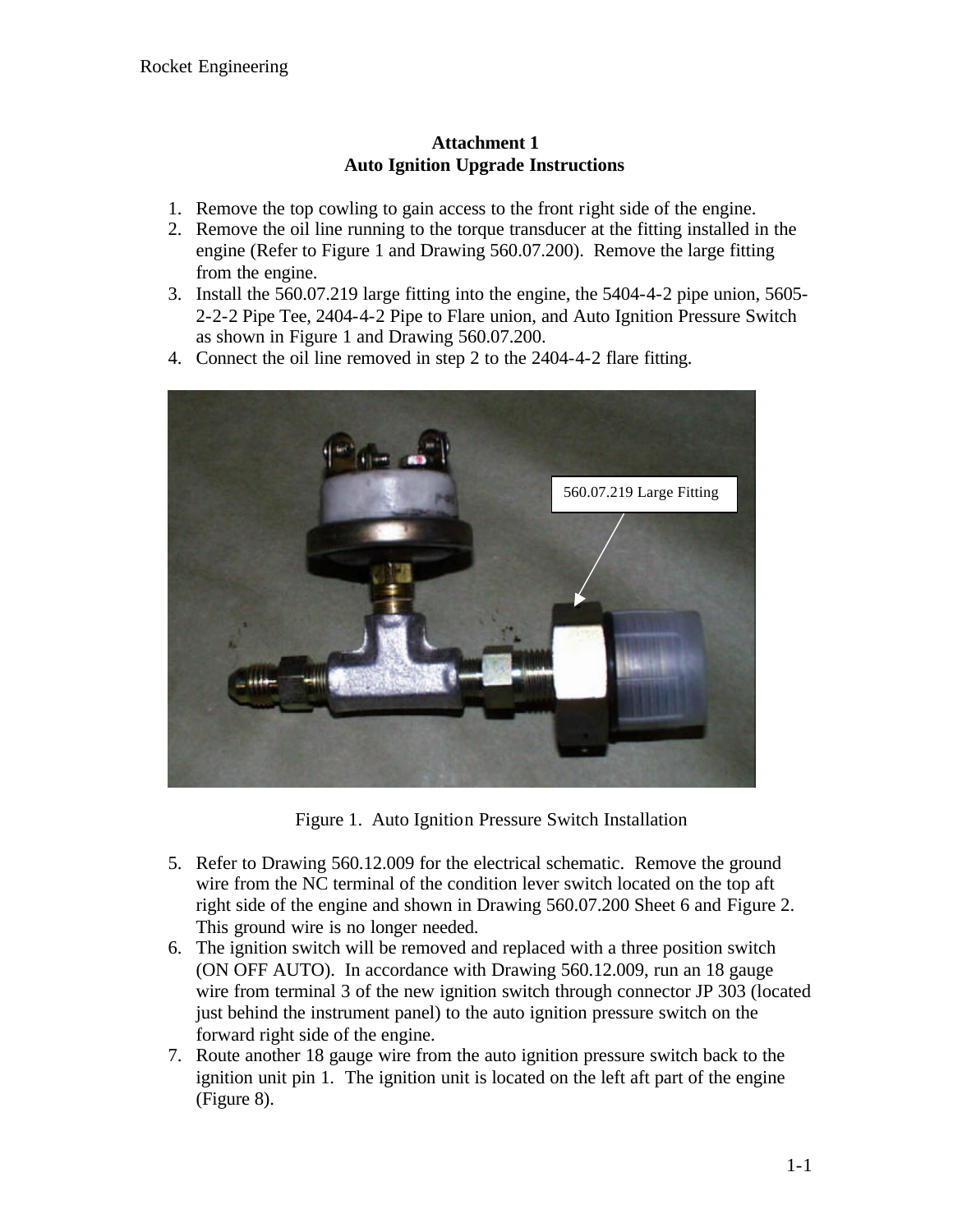**Attachment 1**
**Auto Ignition Upgrade Instructions**

1. Remove the top cowling to gain access to the front right side of the engine.
2. Remove the oil line running to the torque transducer at the fitting installed in the engine (Refer to Figure 1 and Drawing 560.07.200). Remove the large fitting from the engine.
3. Install the 560.07.219 large fitting into the engine, the 5404-4-2 pipe union, 5605-2-2-2 Pipe Tee, 2404-4-2 Pipe to Flare union, and Auto Ignition Pressure Switch as shown in Figure 1 and Drawing 560.07.200.
4. Connect the oil line removed in step 2 to the 2404-4-2 flare fitting.

560.07.219 Large Fitting

Figure 1. Auto Ignition Pressure Switch Installation

5. Refer to Drawing 560.12.009 for the electrical schematic. Remove the ground wire from the NC terminal of the condition lever switch located on the top aft right side of the engine and shown in Drawing 560.07.200 Sheet 6 and Figure 2. This ground wire is no longer needed.
6. The ignition switch will be removed and replaced with a three position switch (ON OFF AUTO). In accordance with Drawing 560.12.009, run an 18 gauge wire from terminal 3 of the new ignition switch through connector JP 303 (located just behind the instrument panel) to the auto ignition pressure switch on the forward right side of the engine.
7. Route another 18 gauge wire from the auto ignition pressure switch back to the ignition unit pin 1. The ignition unit is located on the left aft part of the engine (Figure 8).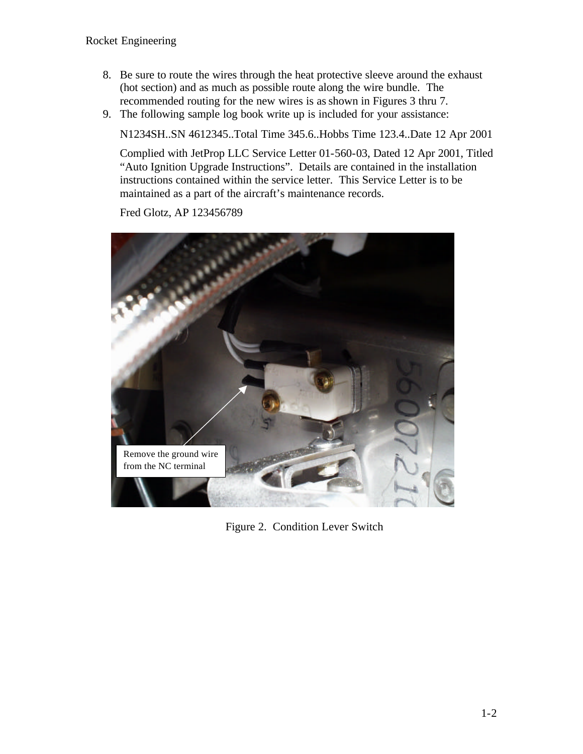8. Be sure to route the wires through the heat protective sleeve around the exhaust (hot section) and as much as possible route along the wire bundle. The recommended routing for the new wires is as shown in Figures 3 thru 7.
9. The following sample log book write up is included for your assistance:

   N1234SH..SN 4612345..Total Time 345.6..Hobbs Time 123.4..Date 12 Apr 2001

   Complied with JetProp LLC Service Letter 01-560-03, Dated 12 Apr 2001, Titled "Auto Ignition Upgrade Instructions". Details are contained in the installation instructions contained within the service letter. This Service Letter is to be maintained as a part of the aircraft's maintenance records.

   Fred Glotz, AP 123456789

Remove the ground wire from the NC terminal

Figure 2. Condition Lever Switch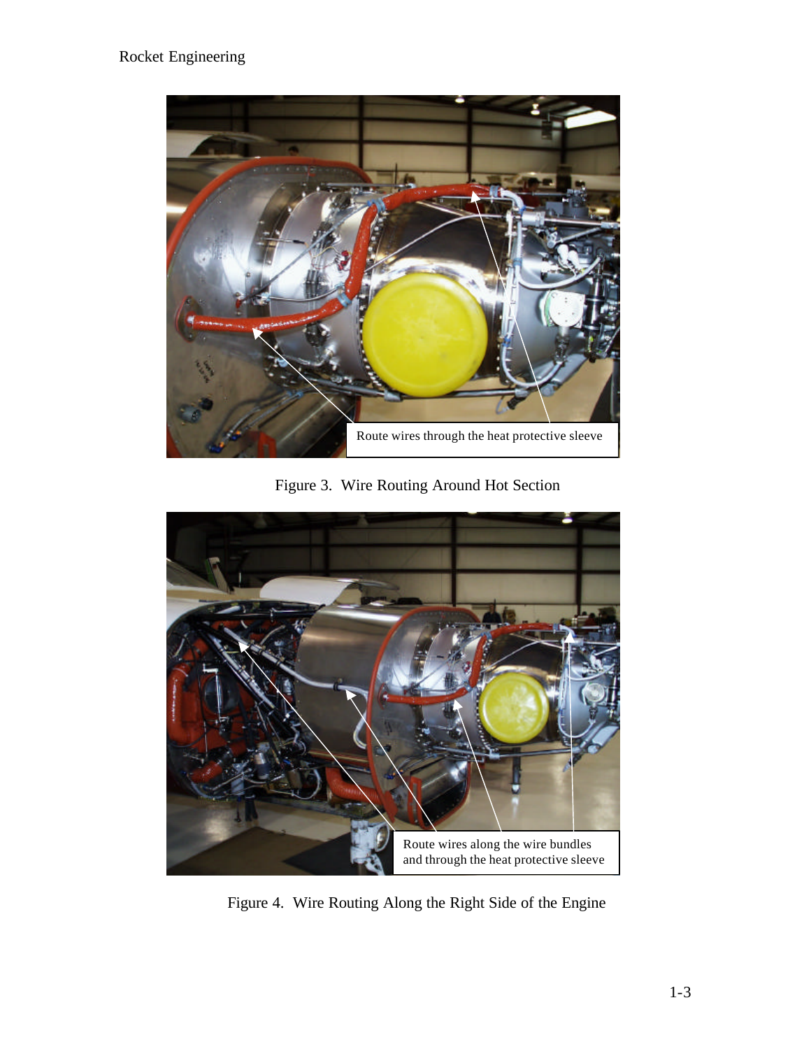Route wires through the heat protective sleeve

Figure 3. Wire Routing Around Hot Section

Route wires along the wire bundles and through the heat protective sleeve

Figure 4. Wire Routing Along the Right Side of the Engine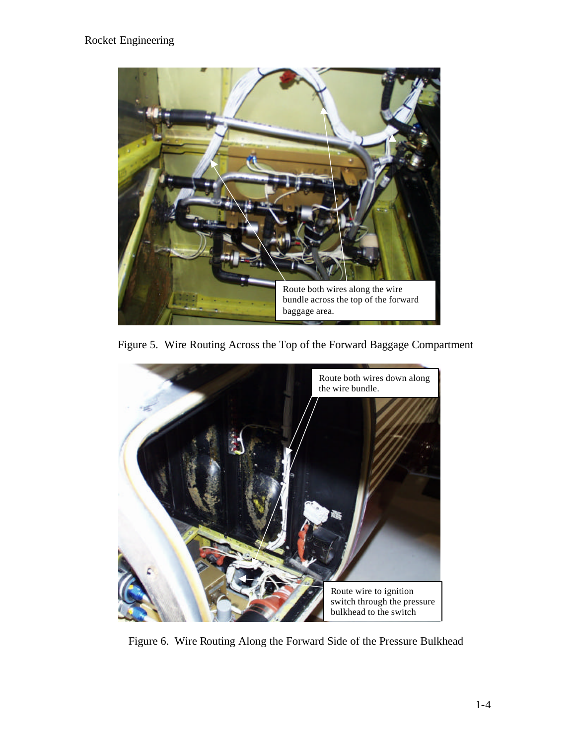Route both wires along the wire bundle across the top of the forward baggage area.

Figure 5. Wire Routing Across the Top of the Forward Baggage Compartment

Route both wires down along the wire bundle.

Route wire to ignition switch through the pressure bulkhead to the switch

Figure 6. Wire Routing Along the Forward Side of the Pressure Bulkhead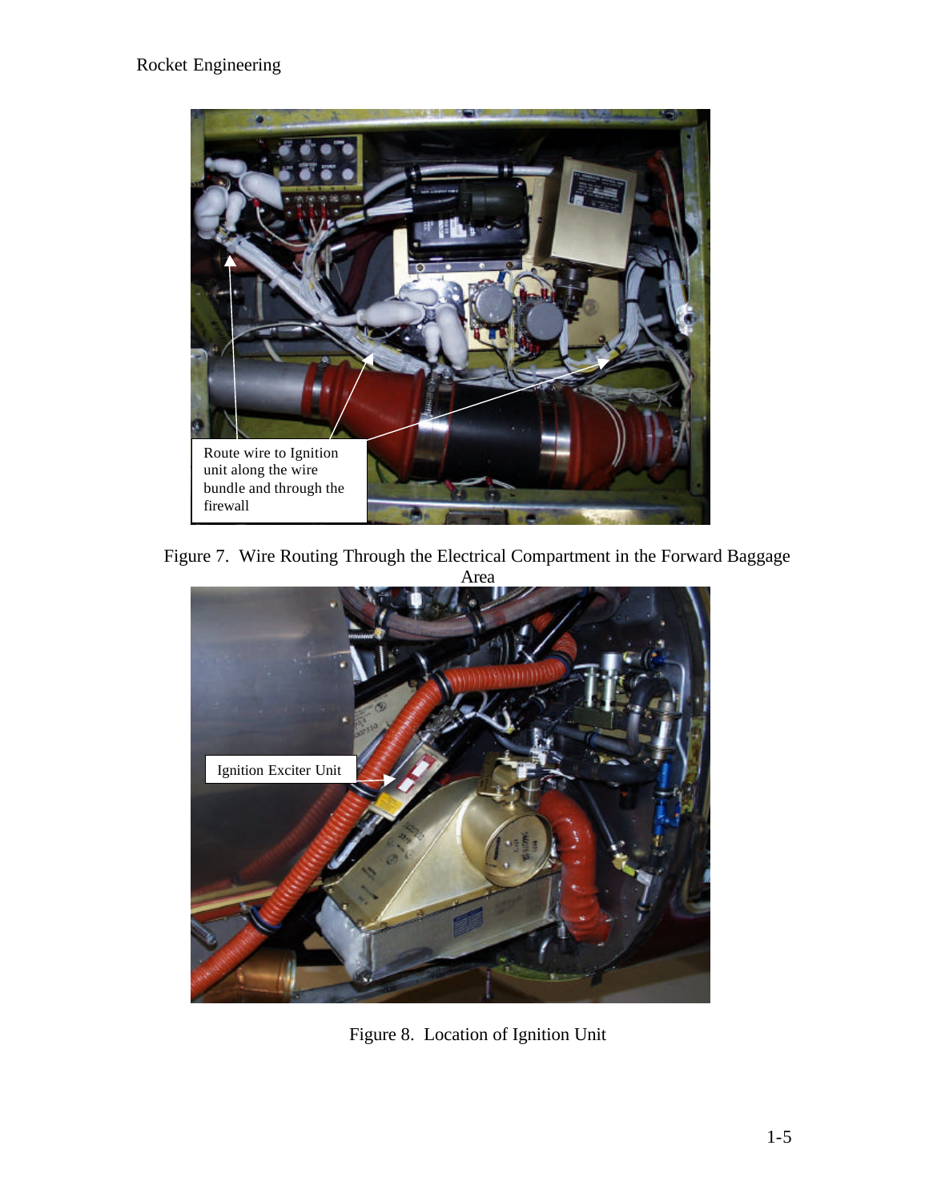Route wire to Ignition unit along the wire bundle and through the firewall

Figure 7. Wire Routing Through the Electrical Compartment in the Forward Baggage Area

Ignition Exciter Unit

Figure 8. Location of Ignition Unit